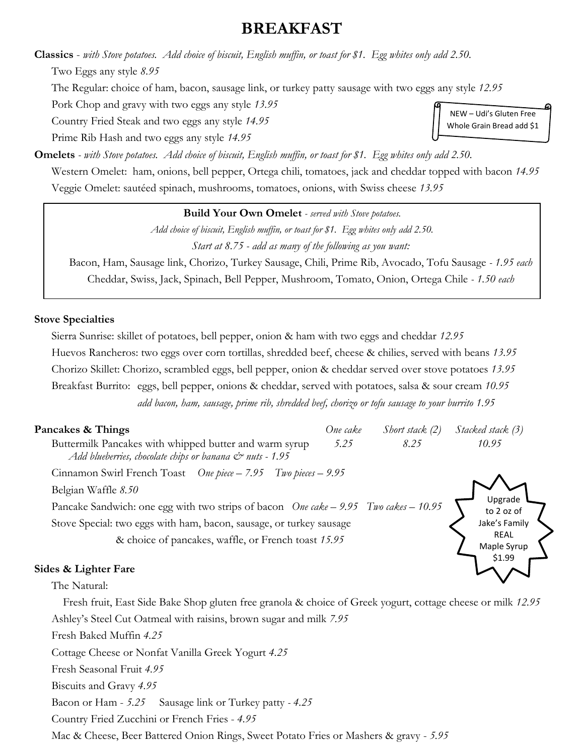# BREAKFAST

**Classics** - *with Stove potatoes. Add choice of biscuit, English muffin, or toast for $1. Egg whites only add 2.50.*

Two Eggs any style *8.95*

The Regular: choice of ham, bacon, sausage link, or turkey patty sausage with two eggs any style *12.95*

Pork Chop and gravy with two eggs any style *13.95*

Country Fried Steak and two eggs any style *14.95*

Prime Rib Hash and two eggs any style *14.95*

NEW – Udi's Gluten Free Whole Grain Bread add $1

**Omelets** - *with Stove potatoes. Add choice of biscuit, English muffin, or toast for $1. Egg whites only add 2.50.*

Western Omelet: ham, onions, bell pepper, Ortega chili, tomatoes, jack and cheddar topped with bacon *14.95*

Veggie Omelet: sautéed spinach, mushrooms, tomatoes, onions, with Swiss cheese *13.95*

**Build Your Own Omelet** - *served with Stove potatoes.*

*Add choice of biscuit, English muffin, or toast for $1. Egg whites only add 2.50.*

*Start at 8.75 - add as many of the following as you want:*

Bacon, Ham, Sausage link, Chorizo, Turkey Sausage, Chili, Prime Rib, Avocado, Tofu Sausage - *1.95 each*

Cheddar, Swiss, Jack, Spinach, Bell Pepper, Mushroom, Tomato, Onion, Ortega Chile - *1.50 each*

**Stove Specialties**

Sierra Sunrise: skillet of potatoes, bell pepper, onion & ham with two eggs and cheddar *12.95*

Huevos Rancheros: two eggs over corn tortillas, shredded beef, cheese & chilies, served with beans *13.95*

Chorizo Skillet: Chorizo, scrambled eggs, bell pepper, onion & cheddar served over stove potatoes *13.95*

Breakfast Burrito: eggs, bell pepper, onions & cheddar, served with potatoes, salsa & sour cream *10.95*

*add bacon, ham, sausage, prime rib, shredded beef, chorizo or tofu sausage to your burrito 1.95*

| **Pancakes & Things** | *One cake* | *Short stack (2)* | *Stacked stack (3)* |
|---|---|---|---|
| Buttermilk Pancakes with whipped butter and warm syrup<br>*Add blueberries, chocolate chips or banana & nuts - 1.95* | *5.25* | *8.25* | *10.95* |

Cinnamon Swirl French Toast *One piece – 7.95 Two pieces – 9.95*

Belgian Waffle *8.50*

Pancake Sandwich: one egg with two strips of bacon *One cake – 9.95 Two cakes – 10.95*

Stove Special: two eggs with ham, bacon, sausage, or turkey sausage & choice of pancakes, waffle, or French toast *15.95*

Upgrade to 2 oz of Jake's Family REAL Maple Syrup $1.99

**Sides & Lighter Fare**

The Natural:

Fresh fruit, East Side Bake Shop gluten free granola & choice of Greek yogurt, cottage cheese or milk *12.95*

Ashley's Steel Cut Oatmeal with raisins, brown sugar and milk *7.95*

Fresh Baked Muffin *4.25*

Cottage Cheese or Nonfat Vanilla Greek Yogurt *4.25*

Fresh Seasonal Fruit *4.95*

Biscuits and Gravy *4.95*

Bacon or Ham - *5.25* Sausage link or Turkey patty - *4.25*

Country Fried Zucchini or French Fries - *4.95*

Mac & Cheese, Beer Battered Onion Rings, Sweet Potato Fries or Mashers & gravy - *5.95*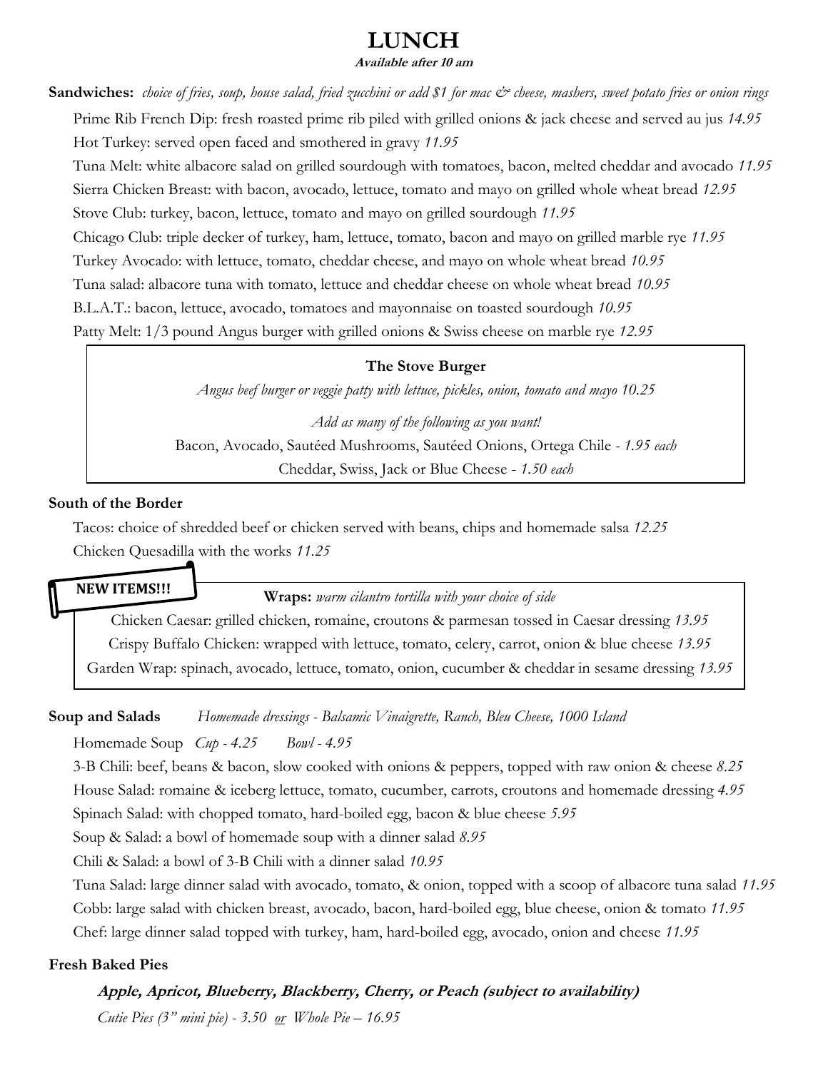# LUNCH

**Available after 10 am**

**Sandwiches:** *choice of fries, soup, house salad, fried zucchini or add $1 for mac & cheese, mashers, sweet potato fries or onion rings*

Prime Rib French Dip: fresh roasted prime rib piled with grilled onions & jack cheese and served au jus *14.95*

Hot Turkey: served open faced and smothered in gravy *11.95*

Tuna Melt: white albacore salad on grilled sourdough with tomatoes, bacon, melted cheddar and avocado *11.95*

Sierra Chicken Breast: with bacon, avocado, lettuce, tomato and mayo on grilled whole wheat bread *12.95*

Stove Club: turkey, bacon, lettuce, tomato and mayo on grilled sourdough *11.95*

Chicago Club: triple decker of turkey, ham, lettuce, tomato, bacon and mayo on grilled marble rye *11.95*

Turkey Avocado: with lettuce, tomato, cheddar cheese, and mayo on whole wheat bread *10.95*

Tuna salad: albacore tuna with tomato, lettuce and cheddar cheese on whole wheat bread *10.95*

B.L.A.T.: bacon, lettuce, avocado, tomatoes and mayonnaise on toasted sourdough *10.95*

Patty Melt: 1/3 pound Angus burger with grilled onions & Swiss cheese on marble rye *12.95*

**The Stove Burger**

*Angus beef burger or veggie patty with lettuce, pickles, onion, tomato and mayo 10.25*

*Add as many of the following as you want!*

Bacon, Avocado, Sautéed Mushrooms, Sautéed Onions, Ortega Chile - *1.95 each*

Cheddar, Swiss, Jack or Blue Cheese - *1.50 each*

**South of the Border**

Tacos: choice of shredded beef or chicken served with beans, chips and homemade salsa *12.25*

Chicken Quesadilla with the works *11.25*

**NEW ITEMS!!!**

**Wraps:** *warm cilantro tortilla with your choice of side*

Chicken Caesar: grilled chicken, romaine, croutons & parmesan tossed in Caesar dressing *13.95*

Crispy Buffalo Chicken: wrapped with lettuce, tomato, celery, carrot, onion & blue cheese *13.95*

Garden Wrap: spinach, avocado, lettuce, tomato, onion, cucumber & cheddar in sesame dressing *13.95*

**Soup and Salads** *Homemade dressings - Balsamic Vinaigrette, Ranch, Bleu Cheese, 1000 Island*

Homemade Soup *Cup - 4.25* *Bowl - 4.95*

3-B Chili: beef, beans & bacon, slow cooked with onions & peppers, topped with raw onion & cheese *8.25*

House Salad: romaine & iceberg lettuce, tomato, cucumber, carrots, croutons and homemade dressing *4.95*

Spinach Salad: with chopped tomato, hard-boiled egg, bacon & blue cheese *5.95*

Soup & Salad: a bowl of homemade soup with a dinner salad *8.95*

Chili & Salad: a bowl of 3-B Chili with a dinner salad *10.95*

Tuna Salad: large dinner salad with avocado, tomato, & onion, topped with a scoop of albacore tuna salad *11.95*

Cobb: large salad with chicken breast, avocado, bacon, hard-boiled egg, blue cheese, onion & tomato *11.95*

Chef: large dinner salad topped with turkey, ham, hard-boiled egg, avocado, onion and cheese *11.95*

**Fresh Baked Pies**

***Apple, Apricot, Blueberry, Blackberry, Cherry, or Peach (subject to availability)***

*Cutie Pies (3" mini pie) - 3.50 or Whole Pie – 16.95*